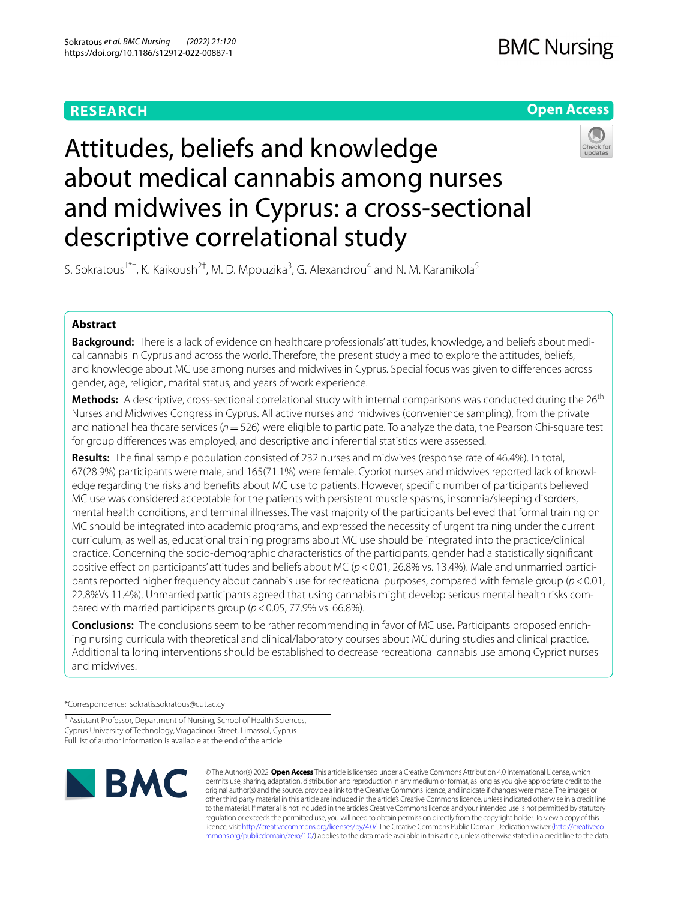RESEARCH

Open Access

# Attitudes, beliefs and knowledge about medical cannabis among nurses and midwives in Cyprus: a cross-sectional descriptive correlational study

S. Sokratous[1*†], K. Kaikoush[2†], M. D. Mpouzika[3], G. Alexandrou[4] and N. M. Karanikola[5]

## Abstract

**Background:** There is a lack of evidence on healthcare professionals' attitudes, knowledge, and beliefs about medical cannabis in Cyprus and across the world. Therefore, the present study aimed to explore the attitudes, beliefs, and knowledge about MC use among nurses and midwives in Cyprus. Special focus was given to differences across gender, age, religion, marital status, and years of work experience.

**Methods:** A descriptive, cross-sectional correlational study with internal comparisons was conducted during the 26th Nurses and Midwives Congress in Cyprus. All active nurses and midwives (convenience sampling), from the private and national healthcare services ($n = 526$) were eligible to participate. To analyze the data, the Pearson Chi-square test for group differences was employed, and descriptive and inferential statistics were assessed.

**Results:** The final sample population consisted of 232 nurses and midwives (response rate of 46.4%). In total, 67(28.9%) participants were male, and 165(71.1%) were female. Cypriot nurses and midwives reported lack of knowledge regarding the risks and benefits about MC use to patients. However, specific number of participants believed MC use was considered acceptable for the patients with persistent muscle spasms, insomnia/sleeping disorders, mental health conditions, and terminal illnesses. The vast majority of the participants believed that formal training on MC should be integrated into academic programs, and expressed the necessity of urgent training under the current curriculum, as well as, educational training programs about MC use should be integrated into the practice/clinical practice. Concerning the socio-demographic characteristics of the participants, gender had a statistically significant positive effect on participants' attitudes and beliefs about MC ($p < 0.01$, 26.8% vs. 13.4%). Male and unmarried participants reported higher frequency about cannabis use for recreational purposes, compared with female group ($p < 0.01$, 22.8%Vs 11.4%). Unmarried participants agreed that using cannabis might develop serious mental health risks compared with married participants group ($p < 0.05$, 77.9% vs. 66.8%).

**Conclusions:** The conclusions seem to be rather recommending in favor of MC use**.** Participants proposed enriching nursing curricula with theoretical and clinical/laboratory courses about MC during studies and clinical practice. Additional tailoring interventions should be established to decrease recreational cannabis use among Cypriot nurses and midwives.

*Correspondence: sokratis.sokratous@cut.ac.cy

[1] Assistant Professor, Department of Nursing, School of Health Sciences, Cyprus University of Technology, Vragadinou Street, Limassol, Cyprus
Full list of author information is available at the end of the article

© The Author(s) 2022. **Open Access** This article is licensed under a Creative Commons Attribution 4.0 International License, which permits use, sharing, adaptation, distribution and reproduction in any medium or format, as long as you give appropriate credit to the original author(s) and the source, provide a link to the Creative Commons licence, and indicate if changes were made. The images or other third party material in this article are included in the article's Creative Commons licence, unless indicated otherwise in a credit line to the material. If material is not included in the article's Creative Commons licence and your intended use is not permitted by statutory regulation or exceeds the permitted use, you will need to obtain permission directly from the copyright holder. To view a copy of this licence, visit http://creativecommons.org/licenses/by/4.0/. The Creative Commons Public Domain Dedication waiver (http://creativecommons.org/publicdomain/zero/1.0/) applies to the data made available in this article, unless otherwise stated in a credit line to the data.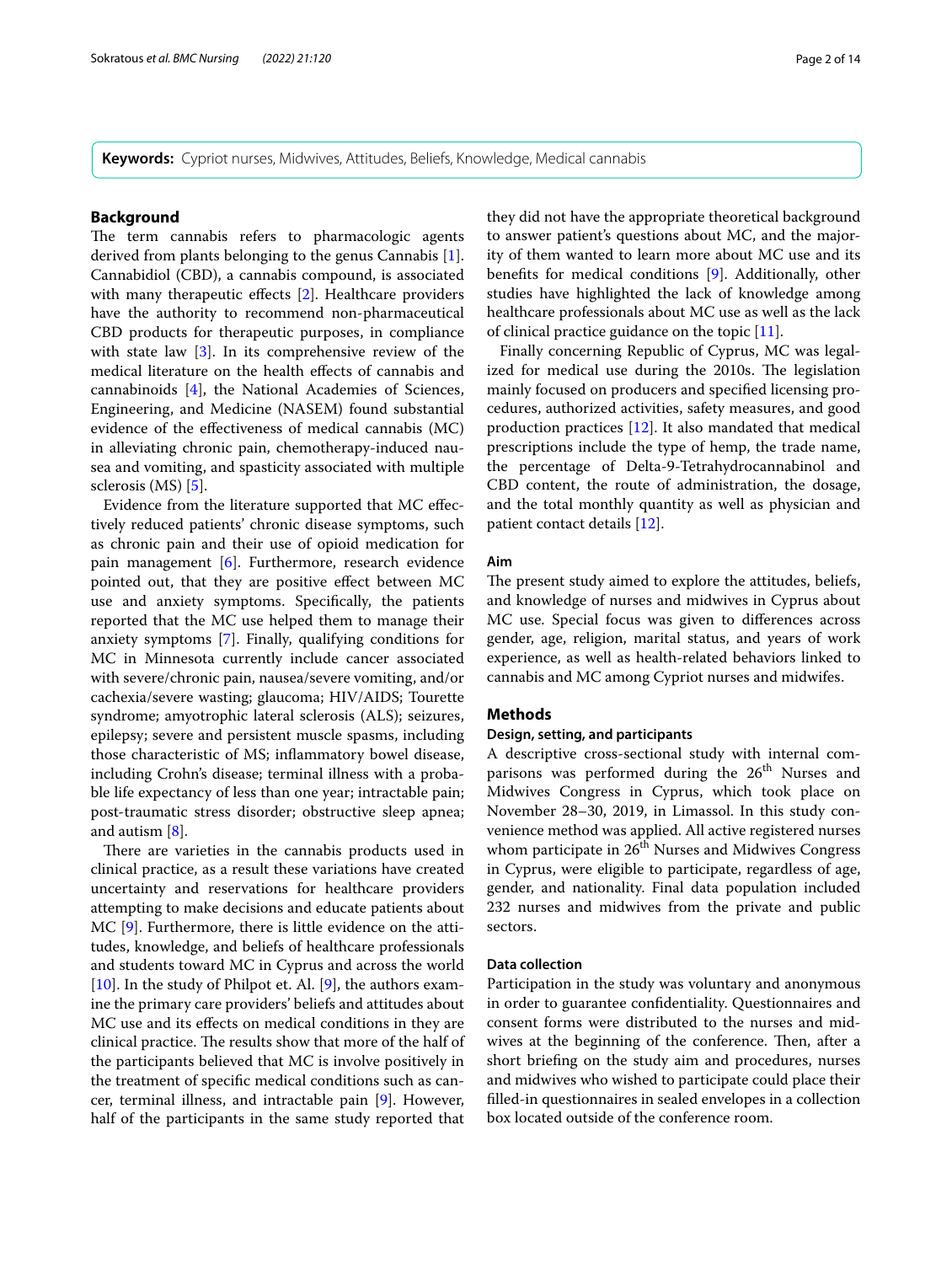**Keywords:** Cypriot nurses, Midwives, Attitudes, Beliefs, Knowledge, Medical cannabis

## Background

The term cannabis refers to pharmacologic agents derived from plants belonging to the genus Cannabis [1]. Cannabidiol (CBD), a cannabis compound, is associated with many therapeutic effects [2]. Healthcare providers have the authority to recommend non-pharmaceutical CBD products for therapeutic purposes, in compliance with state law [3]. In its comprehensive review of the medical literature on the health effects of cannabis and cannabinoids [4], the National Academies of Sciences, Engineering, and Medicine (NASEM) found substantial evidence of the effectiveness of medical cannabis (MC) in alleviating chronic pain, chemotherapy-induced nausea and vomiting, and spasticity associated with multiple sclerosis (MS) [5].

Evidence from the literature supported that MC effectively reduced patients' chronic disease symptoms, such as chronic pain and their use of opioid medication for pain management [6]. Furthermore, research evidence pointed out, that they are positive effect between MC use and anxiety symptoms. Specifically, the patients reported that the MC use helped them to manage their anxiety symptoms [7]. Finally, qualifying conditions for MC in Minnesota currently include cancer associated with severe/chronic pain, nausea/severe vomiting, and/or cachexia/severe wasting; glaucoma; HIV/AIDS; Tourette syndrome; amyotrophic lateral sclerosis (ALS); seizures, epilepsy; severe and persistent muscle spasms, including those characteristic of MS; inflammatory bowel disease, including Crohn's disease; terminal illness with a probable life expectancy of less than one year; intractable pain; post-traumatic stress disorder; obstructive sleep apnea; and autism [8].

There are varieties in the cannabis products used in clinical practice, as a result these variations have created uncertainty and reservations for healthcare providers attempting to make decisions and educate patients about MC [9]. Furthermore, there is little evidence on the attitudes, knowledge, and beliefs of healthcare professionals and students toward MC in Cyprus and across the world [10]. In the study of Philpot et. Al. [9], the authors examine the primary care providers' beliefs and attitudes about MC use and its effects on medical conditions in they are clinical practice. The results show that more of the half of the participants believed that MC is involve positively in the treatment of specific medical conditions such as cancer, terminal illness, and intractable pain [9]. However, half of the participants in the same study reported that they did not have the appropriate theoretical background to answer patient's questions about MC, and the majority of them wanted to learn more about MC use and its benefits for medical conditions [9]. Additionally, other studies have highlighted the lack of knowledge among healthcare professionals about MC use as well as the lack of clinical practice guidance on the topic [11].

Finally concerning Republic of Cyprus, MC was legalized for medical use during the 2010s. The legislation mainly focused on producers and specified licensing procedures, authorized activities, safety measures, and good production practices [12]. It also mandated that medical prescriptions include the type of hemp, the trade name, the percentage of Delta-9-Tetrahydrocannabinol and CBD content, the route of administration, the dosage, and the total monthly quantity as well as physician and patient contact details [12].

### Aim

The present study aimed to explore the attitudes, beliefs, and knowledge of nurses and midwives in Cyprus about MC use. Special focus was given to differences across gender, age, religion, marital status, and years of work experience, as well as health-related behaviors linked to cannabis and MC among Cypriot nurses and midwifes.

## Methods

### Design, setting, and participants

A descriptive cross-sectional study with internal comparisons was performed during the 26th Nurses and Midwives Congress in Cyprus, which took place on November 28–30, 2019, in Limassol. In this study convenience method was applied. All active registered nurses whom participate in 26th Nurses and Midwives Congress in Cyprus, were eligible to participate, regardless of age, gender, and nationality. Final data population included 232 nurses and midwives from the private and public sectors.

### Data collection

Participation in the study was voluntary and anonymous in order to guarantee confidentiality. Questionnaires and consent forms were distributed to the nurses and midwives at the beginning of the conference. Then, after a short briefing on the study aim and procedures, nurses and midwives who wished to participate could place their filled-in questionnaires in sealed envelopes in a collection box located outside of the conference room.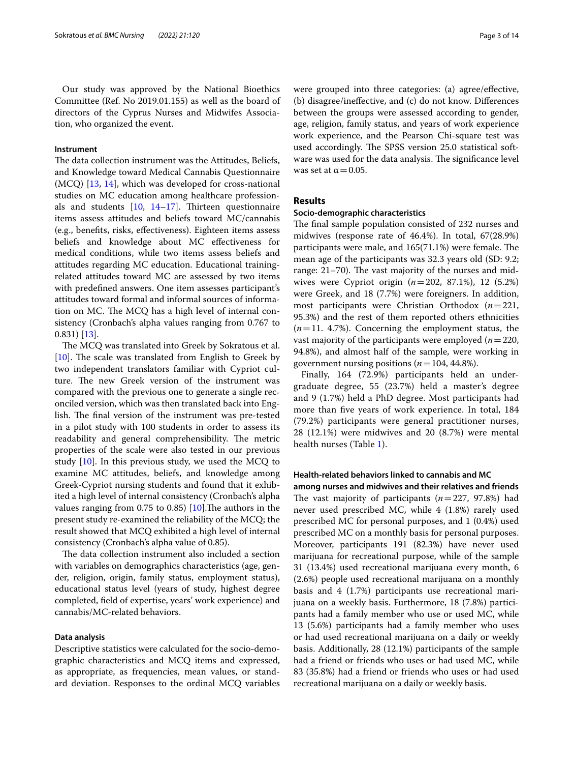Our study was approved by the National Bioethics Committee (Ref. No 2019.01.155) as well as the board of directors of the Cyprus Nurses and Midwifes Association, who organized the event.

### Instrument

The data collection instrument was the Attitudes, Beliefs, and Knowledge toward Medical Cannabis Questionnaire (MCQ) [13, 14], which was developed for cross-national studies on MC education among healthcare professionals and students [10, 14–17]. Thirteen questionnaire items assess attitudes and beliefs toward MC/cannabis (e.g., benefits, risks, effectiveness). Eighteen items assess beliefs and knowledge about MC effectiveness for medical conditions, while two items assess beliefs and attitudes regarding MC education. Educational training-related attitudes toward MC are assessed by two items with predefined answers. One item assesses participant's attitudes toward formal and informal sources of information on MC. The MCQ has a high level of internal consistency (Cronbach's alpha values ranging from 0.767 to 0.831) [13].

The MCQ was translated into Greek by Sokratous et al. [10]. The scale was translated from English to Greek by two independent translators familiar with Cypriot culture. The new Greek version of the instrument was compared with the previous one to generate a single reconciled version, which was then translated back into English. The final version of the instrument was pre-tested in a pilot study with 100 students in order to assess its readability and general comprehensibility. The metric properties of the scale were also tested in our previous study [10]. In this previous study, we used the MCQ to examine MC attitudes, beliefs, and knowledge among Greek-Cypriot nursing students and found that it exhibited a high level of internal consistency (Cronbach's alpha values ranging from 0.75 to 0.85) [10].The authors in the present study re-examined the reliability of the MCQ; the result showed that MCQ exhibited a high level of internal consistency (Cronbach's alpha value of 0.85).

The data collection instrument also included a section with variables on demographics characteristics (age, gender, religion, origin, family status, employment status), educational status level (years of study, highest degree completed, field of expertise, years' work experience) and cannabis/MC-related behaviors.

### Data analysis

Descriptive statistics were calculated for the socio-demographic characteristics and MCQ items and expressed, as appropriate, as frequencies, mean values, or standard deviation. Responses to the ordinal MCQ variables were grouped into three categories: (a) agree/effective, (b) disagree/ineffective, and (c) do not know. Differences between the groups were assessed according to gender, age, religion, family status, and years of work experience work experience, and the Pearson Chi-square test was used accordingly. The SPSS version 25.0 statistical software was used for the data analysis. The significance level was set at $\alpha = 0.05$.

## Results

### Socio-demographic characteristics

The final sample population consisted of 232 nurses and midwives (response rate of 46.4%). In total, 67(28.9%) participants were male, and 165(71.1%) were female. The mean age of the participants was 32.3 years old (SD: 9.2; range: 21–70). The vast majority of the nurses and midwives were Cypriot origin ($n = 202$, 87.1%), 12 (5.2%) were Greek, and 18 (7.7%) were foreigners. In addition, most participants were Christian Orthodox ($n = 221$, 95.3%) and the rest of them reported others ethnicities ($n = 11$. 4.7%). Concerning the employment status, the vast majority of the participants were employed ($n = 220$, 94.8%), and almost half of the sample, were working in government nursing positions ($n = 104$, 44.8%).

Finally, 164 (72.9%) participants held an undergraduate degree, 55 (23.7%) held a master's degree and 9 (1.7%) held a PhD degree. Most participants had more than five years of work experience. In total, 184 (79.2%) participants were general practitioner nurses, 28 (12.1%) were midwives and 20 (8.7%) were mental health nurses (Table 1).

### Health-related behaviors linked to cannabis and MC among nurses and midwives and their relatives and friends

The vast majority of participants ($n = 227$, 97.8%) had never used prescribed MC, while 4 (1.8%) rarely used prescribed MC for personal purposes, and 1 (0.4%) used prescribed MC on a monthly basis for personal purposes. Moreover, participants 191 (82.3%) have never used marijuana for recreational purpose, while of the sample 31 (13.4%) used recreational marijuana every month, 6 (2.6%) people used recreational marijuana on a monthly basis and 4 (1.7%) participants use recreational marijuana on a weekly basis. Furthermore, 18 (7.8%) participants had a family member who use or used MC, while 13 (5.6%) participants had a family member who uses or had used recreational marijuana on a daily or weekly basis. Additionally, 28 (12.1%) participants of the sample had a friend or friends who uses or had used MC, while 83 (35.8%) had a friend or friends who uses or had used recreational marijuana on a daily or weekly basis.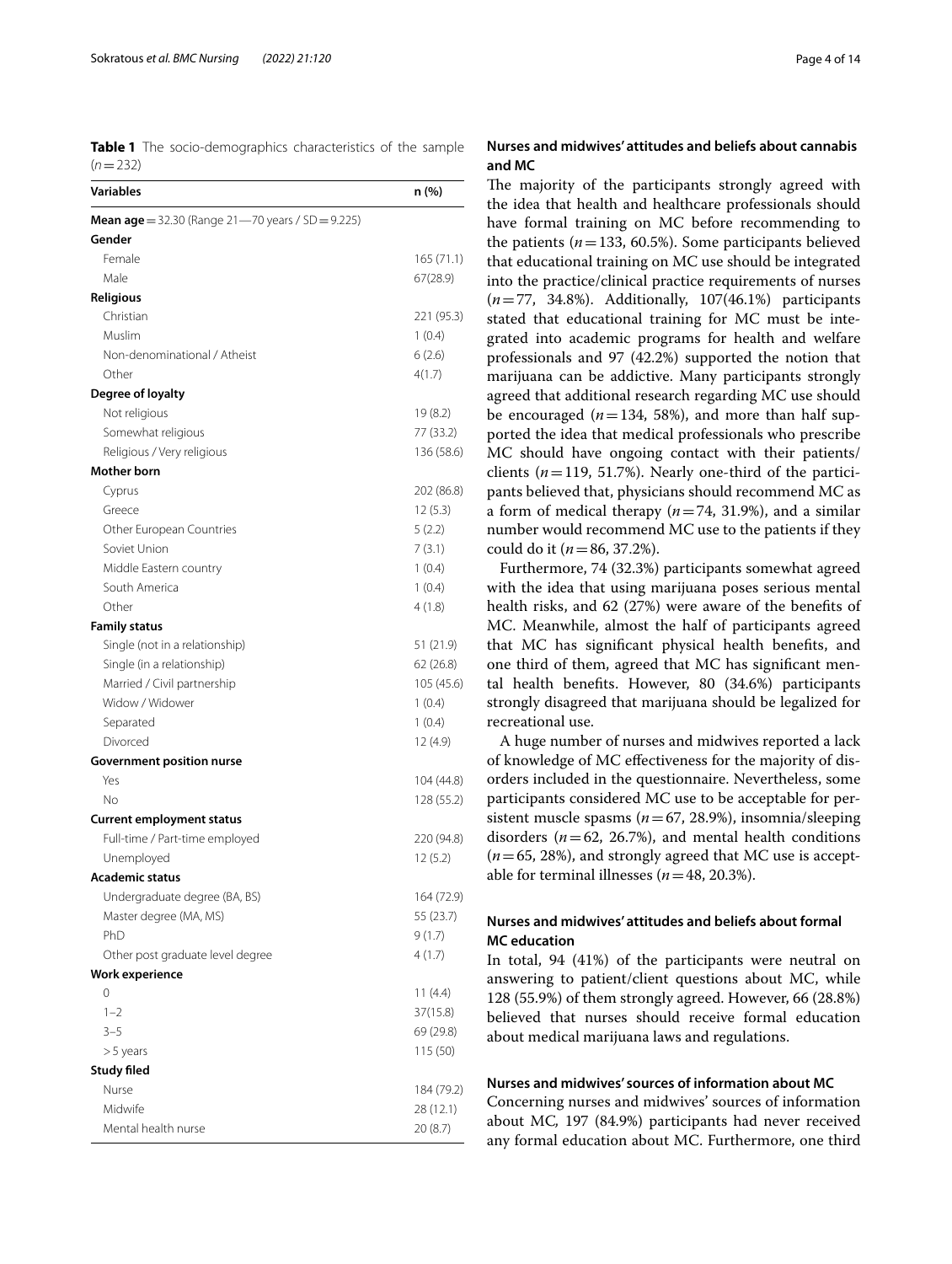**Table 1** The socio-demographics characteristics of the sample ($n=232$)

| Variables | n (%) |
|---|---|
| **Mean age** = 32.30 (Range 21—70 years / SD = 9.225) | |
| **Gender** | |
| Female | 165 (71.1) |
| Male | 67(28.9) |
| **Religious** | |
| Christian | 221 (95.3) |
| Muslim | 1 (0.4) |
| Non-denominational / Atheist | 6 (2.6) |
| Other | 4(1.7) |
| **Degree of loyalty** | |
| Not religious | 19 (8.2) |
| Somewhat religious | 77 (33.2) |
| Religious / Very religious | 136 (58.6) |
| **Mother born** | |
| Cyprus | 202 (86.8) |
| Greece | 12 (5.3) |
| Other European Countries | 5 (2.2) |
| Soviet Union | 7 (3.1) |
| Middle Eastern country | 1 (0.4) |
| South America | 1 (0.4) |
| Other | 4 (1.8) |
| **Family status** | |
| Single (not in a relationship) | 51 (21.9) |
| Single (in a relationship) | 62 (26.8) |
| Married / Civil partnership | 105 (45.6) |
| Widow / Widower | 1 (0.4) |
| Separated | 1 (0.4) |
| Divorced | 12 (4.9) |
| **Government position nurse** | |
| Yes | 104 (44.8) |
| No | 128 (55.2) |
| **Current employment status** | |
| Full-time / Part-time employed | 220 (94.8) |
| Unemployed | 12 (5.2) |
| **Academic status** | |
| Undergraduate degree (BA, BS) | 164 (72.9) |
| Master degree (MA, MS) | 55 (23.7) |
| PhD | 9 (1.7) |
| Other post graduate level degree | 4 (1.7) |
| **Work experience** | |
| 0 | 11 (4.4) |
| 1–2 | 37(15.8) |
| 3–5 | 69 (29.8) |
| > 5 years | 115 (50) |
| **Study filed** | |
| Nurse | 184 (79.2) |
| Midwife | 28 (12.1) |
| Mental health nurse | 20 (8.7) |

### Nurses and midwives' attitudes and beliefs about cannabis and MC

The majority of the participants strongly agreed with the idea that health and healthcare professionals should have formal training on MC before recommending to the patients ($n=133$, 60.5%). Some participants believed that educational training on MC use should be integrated into the practice/clinical practice requirements of nurses ($n=77$, 34.8%). Additionally, 107(46.1%) participants stated that educational training for MC must be integrated into academic programs for health and welfare professionals and 97 (42.2%) supported the notion that marijuana can be addictive. Many participants strongly agreed that additional research regarding MC use should be encouraged ($n=134$, 58%), and more than half supported the idea that medical professionals who prescribe MC should have ongoing contact with their patients/clients ($n=119$, 51.7%). Nearly one-third of the participants believed that, physicians should recommend MC as a form of medical therapy ($n=74$, 31.9%), and a similar number would recommend MC use to the patients if they could do it ($n=86$, 37.2%).

Furthermore, 74 (32.3%) participants somewhat agreed with the idea that using marijuana poses serious mental health risks, and 62 (27%) were aware of the benefits of MC. Meanwhile, almost the half of participants agreed that MC has significant physical health benefits, and one third of them, agreed that MC has significant mental health benefits. However, 80 (34.6%) participants strongly disagreed that marijuana should be legalized for recreational use.

A huge number of nurses and midwives reported a lack of knowledge of MC effectiveness for the majority of disorders included in the questionnaire. Nevertheless, some participants considered MC use to be acceptable for persistent muscle spasms ($n=67$, 28.9%), insomnia/sleeping disorders ($n=62$, 26.7%), and mental health conditions ($n=65$, 28%), and strongly agreed that MC use is acceptable for terminal illnesses ($n=48$, 20.3%).

### Nurses and midwives' attitudes and beliefs about formal MC education

In total, 94 (41%) of the participants were neutral on answering to patient/client questions about MC, while 128 (55.9%) of them strongly agreed. However, 66 (28.8%) believed that nurses should receive formal education about medical marijuana laws and regulations.

### Nurses and midwives' sources of information about MC

Concerning nurses and midwives' sources of information about MC, 197 (84.9%) participants had never received any formal education about MC. Furthermore, one third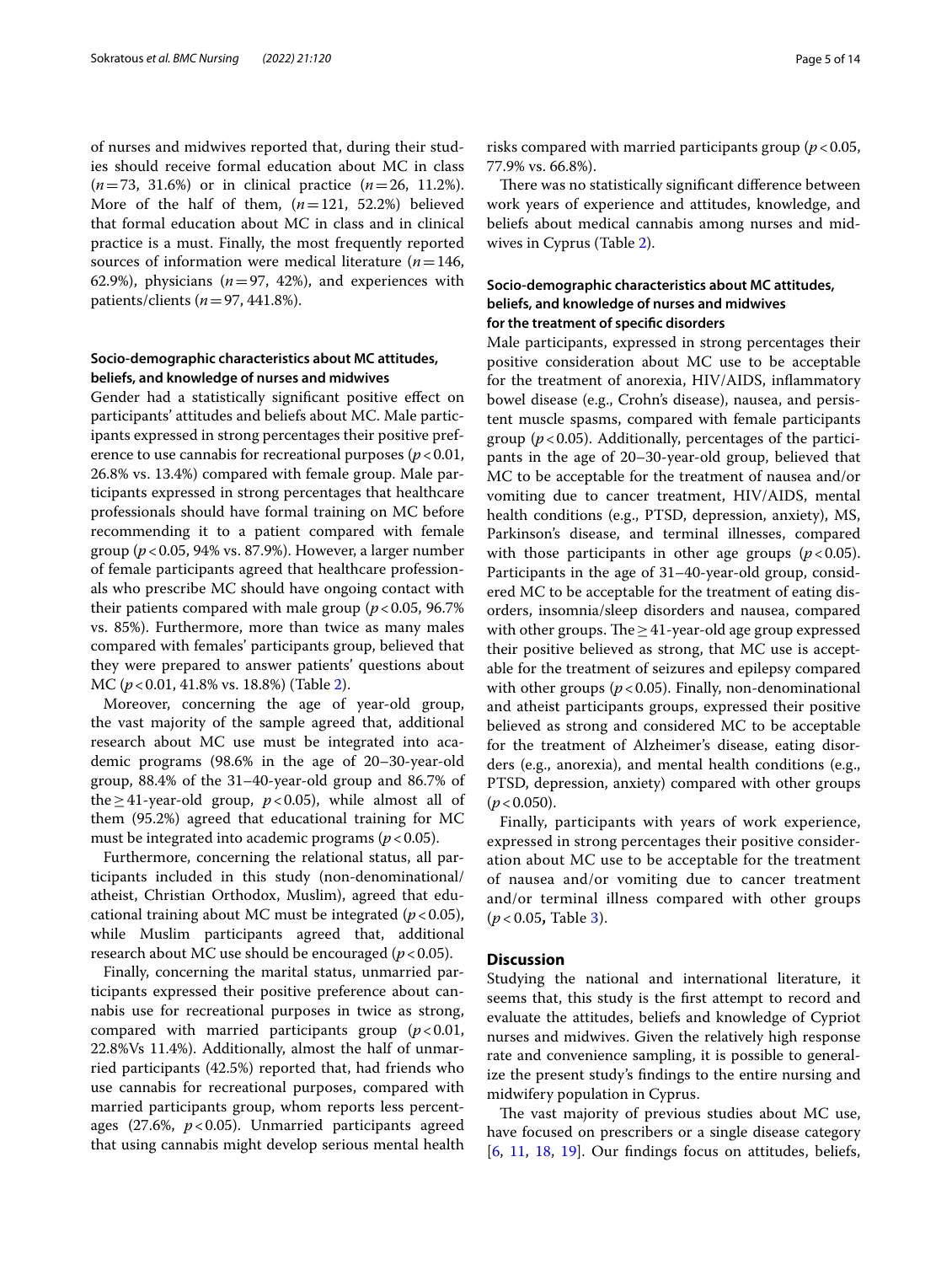of nurses and midwives reported that, during their studies should receive formal education about MC in class ($n = 73$, 31.6%) or in clinical practice ($n = 26$, 11.2%). More of the half of them, ($n = 121$, 52.2%) believed that formal education about MC in class and in clinical practice is a must. Finally, the most frequently reported sources of information were medical literature ($n = 146$, 62.9%), physicians ($n = 97$, 42%), and experiences with patients/clients ($n = 97$, 441.8%).

### Socio-demographic characteristics about MC attitudes, beliefs, and knowledge of nurses and midwives

Gender had a statistically significant positive effect on participants' attitudes and beliefs about MC. Male participants expressed in strong percentages their positive preference to use cannabis for recreational purposes ($p < 0.01$, 26.8% vs. 13.4%) compared with female group. Male participants expressed in strong percentages that healthcare professionals should have formal training on MC before recommending it to a patient compared with female group ($p < 0.05$, 94% vs. 87.9%). However, a larger number of female participants agreed that healthcare professionals who prescribe MC should have ongoing contact with their patients compared with male group ($p < 0.05$, 96.7% vs. 85%). Furthermore, more than twice as many males compared with females' participants group, believed that they were prepared to answer patients' questions about MC ($p < 0.01$, 41.8% vs. 18.8%) (Table 2).

Moreover, concerning the age of year-old group, the vast majority of the sample agreed that, additional research about MC use must be integrated into academic programs (98.6% in the age of 20–30-year-old group, 88.4% of the 31–40-year-old group and 86.7% of the ≥ 41-year-old group, $p < 0.05$), while almost all of them (95.2%) agreed that educational training for MC must be integrated into academic programs ($p < 0.05$).

Furthermore, concerning the relational status, all participants included in this study (non-denominational/atheist, Christian Orthodox, Muslim), agreed that educational training about MC must be integrated ($p < 0.05$), while Muslim participants agreed that, additional research about MC use should be encouraged ($p < 0.05$).

Finally, concerning the marital status, unmarried participants expressed their positive preference about cannabis use for recreational purposes in twice as strong, compared with married participants group ($p < 0.01$, 22.8%Vs 11.4%). Additionally, almost the half of unmarried participants (42.5%) reported that, had friends who use cannabis for recreational purposes, compared with married participants group, whom reports less percentages (27.6%, $p < 0.05$). Unmarried participants agreed that using cannabis might develop serious mental health risks compared with married participants group ($p < 0.05$, 77.9% vs. 66.8%).

There was no statistically significant difference between work years of experience and attitudes, knowledge, and beliefs about medical cannabis among nurses and midwives in Cyprus (Table 2).

### Socio-demographic characteristics about MC attitudes, beliefs, and knowledge of nurses and midwives for the treatment of specific disorders

Male participants, expressed in strong percentages their positive consideration about MC use to be acceptable for the treatment of anorexia, HIV/AIDS, inflammatory bowel disease (e.g., Crohn's disease), nausea, and persistent muscle spasms, compared with female participants group ($p < 0.05$). Additionally, percentages of the participants in the age of 20–30-year-old group, believed that MC to be acceptable for the treatment of nausea and/or vomiting due to cancer treatment, HIV/AIDS, mental health conditions (e.g., PTSD, depression, anxiety), MS, Parkinson's disease, and terminal illnesses, compared with those participants in other age groups ($p < 0.05$). Participants in the age of 31–40-year-old group, considered MC to be acceptable for the treatment of eating disorders, insomnia/sleep disorders and nausea, compared with other groups. The ≥ 41-year-old age group expressed their positive believed as strong, that MC use is acceptable for the treatment of seizures and epilepsy compared with other groups ($p < 0.05$). Finally, non-denominational and atheist participants groups, expressed their positive believed as strong and considered MC to be acceptable for the treatment of Alzheimer's disease, eating disorders (e.g., anorexia), and mental health conditions (e.g., PTSD, depression, anxiety) compared with other groups ($p < 0.050$).

Finally, participants with years of work experience, expressed in strong percentages their positive consideration about MC use to be acceptable for the treatment of nausea and/or vomiting due to cancer treatment and/or terminal illness compared with other groups ($p < 0.05$, Table 3).

## Discussion

Studying the national and international literature, it seems that, this study is the first attempt to record and evaluate the attitudes, beliefs and knowledge of Cypriot nurses and midwives. Given the relatively high response rate and convenience sampling, it is possible to generalize the present study's findings to the entire nursing and midwifery population in Cyprus.

The vast majority of previous studies about MC use, have focused on prescribers or a single disease category [6, 11, 18, 19]. Our findings focus on attitudes, beliefs,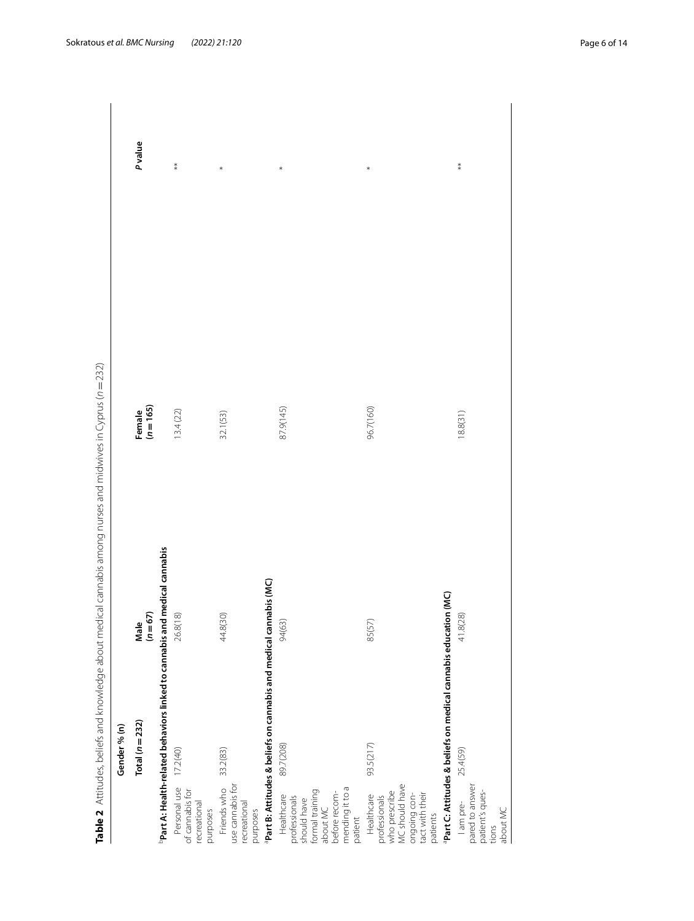**Table 2** Attitudes, beliefs and knowledge about medical cannabis among nurses and midwives in Cyprus ($n = 232$)

| | Gender % (n) | | | |
|---|---|---|---|---|
| | Total ($n = 232$) | Male ($n = 67$) | Female ($n = 165$) | *P* value |
| [b]**Part A: Health-related behaviors linked to cannabis and medical cannabis** | | | | |
| Personal use of cannabis for recreational purposes | 17.2(40) | 26.8(18) | 13.4 (22) | ** |
| Friends who use cannabis for recreational purposes | 33.2(83) | 44.8(30) | 32.1(53) | * |
| [a]**Part B: Attitudes & beliefs on cannabis and medical cannabis (MC)** | | | | |
| Healthcare professionals should have formal training about MC before recommending it to a patient | 89.7(208) | 94(63) | 87.9(145) | * |
| Healthcare professionals who prescribe MC should have ongoing contact with their patients | 93.5(217) | 85(57) | 96.7(160) | * |
| [a]**Part C: Attitudes & beliefs on medical cannabis education (MC)** | | | | |
| I am prepared to answer patient's questions about MC | 25.4(59) | 41.8(28) | 18.8(31) | ** |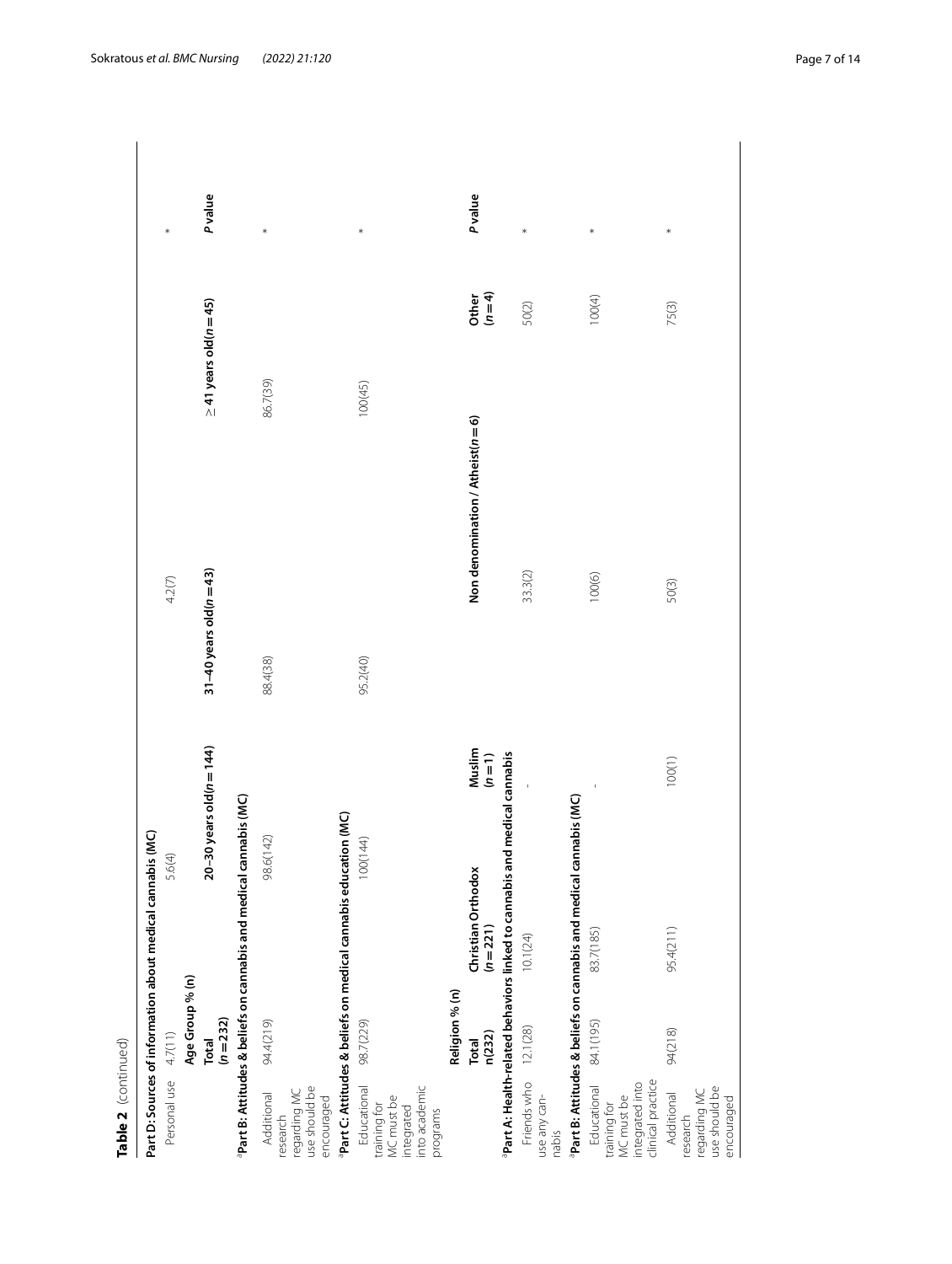**Table 2** (continued)

| | | | | | |
|---|---|---|---|---|---|
| **Part D: Sources of information about medical cannabis (MC)** | | | | | |
| Personal use | 4.7(11) | 5.6(4) | 4.2(7) | | * |
| | **Age Group % (n)** | | | | |
| | **Total (n = 232)** | **20–30 years old (n = 144)** | **31–40 years old (n = 43)** | **≥ 41 years old (n = 45)** | **P value** |
| **[a]Part B: Attitudes & beliefs on cannabis and medical cannabis (MC)** | | | | | |
| Additional research regarding MC use should be encouraged | 94.4(219) | 98.6(142) | 88.4(38) | 86.7(39) | * |
| **[a]Part C: Attitudes & beliefs on medical cannabis education (MC)** | | | | | |
| Educational training for MC must be integrated into academic programs | 98.7(229) | 100(144) | 95.2(40) | 100(45) | * |

| | | | | | | |
|---|---|---|---|---|---|---|
| | **Religion % (n)** | | | | | |
| | **Total n(232)** | **Christian Orthodox (n = 221)** | **Muslim (n = 1)** | **Non denomination / Atheist (n = 6)** | **Other (n = 4)** | **P value** |
| **[a]Part A: Health-related behaviors linked to cannabis and medical cannabis** | | | | | | |
| Friends who use any cannabis | 12.1(28) | 10.1(24) | - | 33.3(2) | 50(2) | * |
| **[a]Part B: Attitudes & beliefs on cannabis and medical cannabis (MC)** | | | | | | |
| Educational training for MC must be integrated into clinical practice | 84.1(195) | 83.7(185) | - | 100(6) | 100(4) | * |
| Additional research regarding MC use should be encouraged | 94(218) | 95.4(211) | 100(1) | 50(3) | 75(3) | * |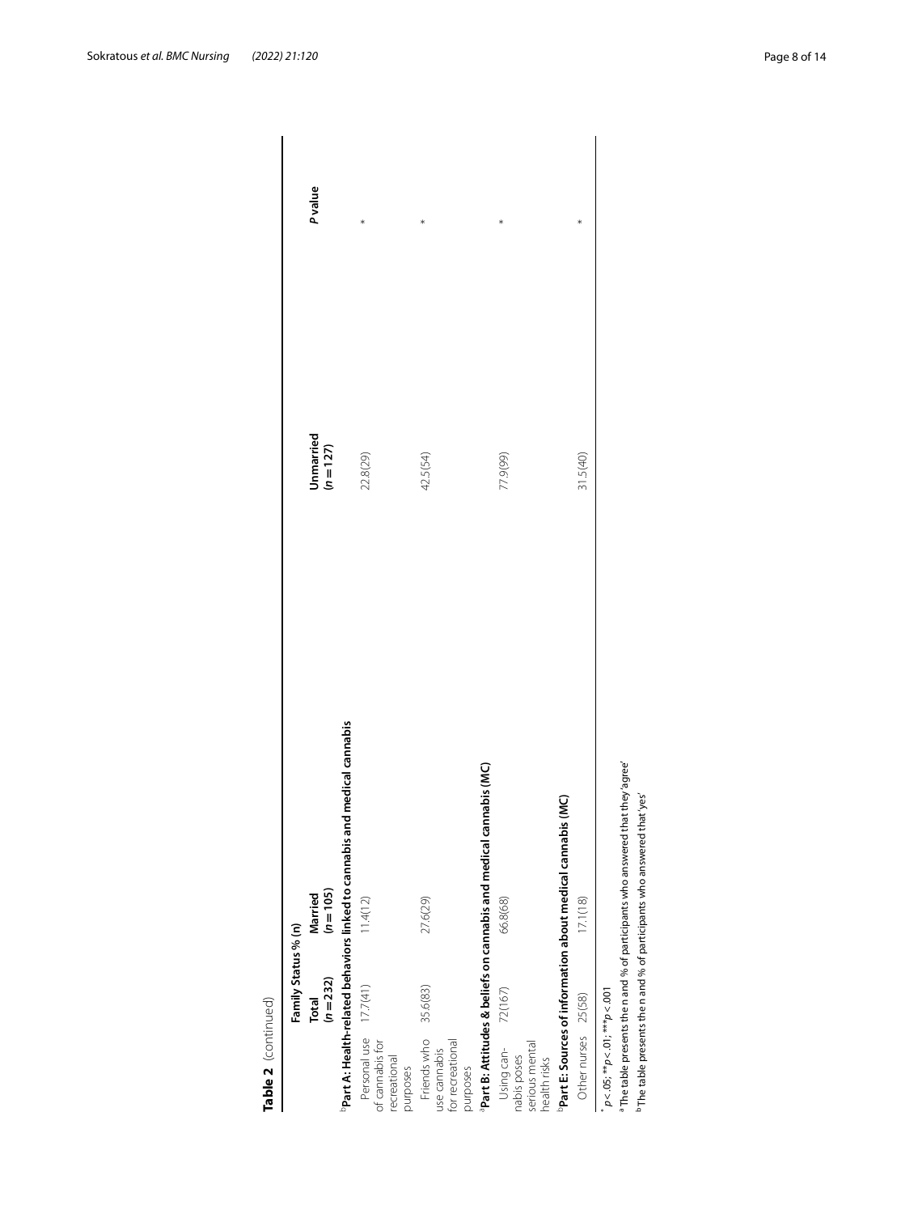**Table 2** (continued)

| | Family Status % (n) | | | |
|---|---|---|---|---|
| | Total (n = 232) | Married (n = 105) | Unmarried (n = 127) | *P* value |
| **[b]Part A: Health-related behaviors linked to cannabis and medical cannabis** | | | | |
| Personal use of cannabis for recreational purposes | 17.7(41) | 11.4(12) | 22.8(29) | * |
| Friends who use cannabis for recreational purposes | 35.6(83) | 27.6(29) | 42.5(54) | * |
| **[a]Part B: Attitudes & beliefs on cannabis and medical cannabis (MC)** | | | | |
| Using cannabis poses serious mental health risks | 72(167) | 66.8(68) | 77.9(99) | * |
| **[b]Part E: Sources of information about medical cannabis (MC)** | | | | |
| Other nurses | 25(58) | 17.1(18) | 31.5(40) | * |

* $p < .05$; ** $p < .01$; *** $p < .001$

[a] The table presents the n and % of participants who answered that they 'agree'

[b] The table presents the n and % of participants who answered that 'yes'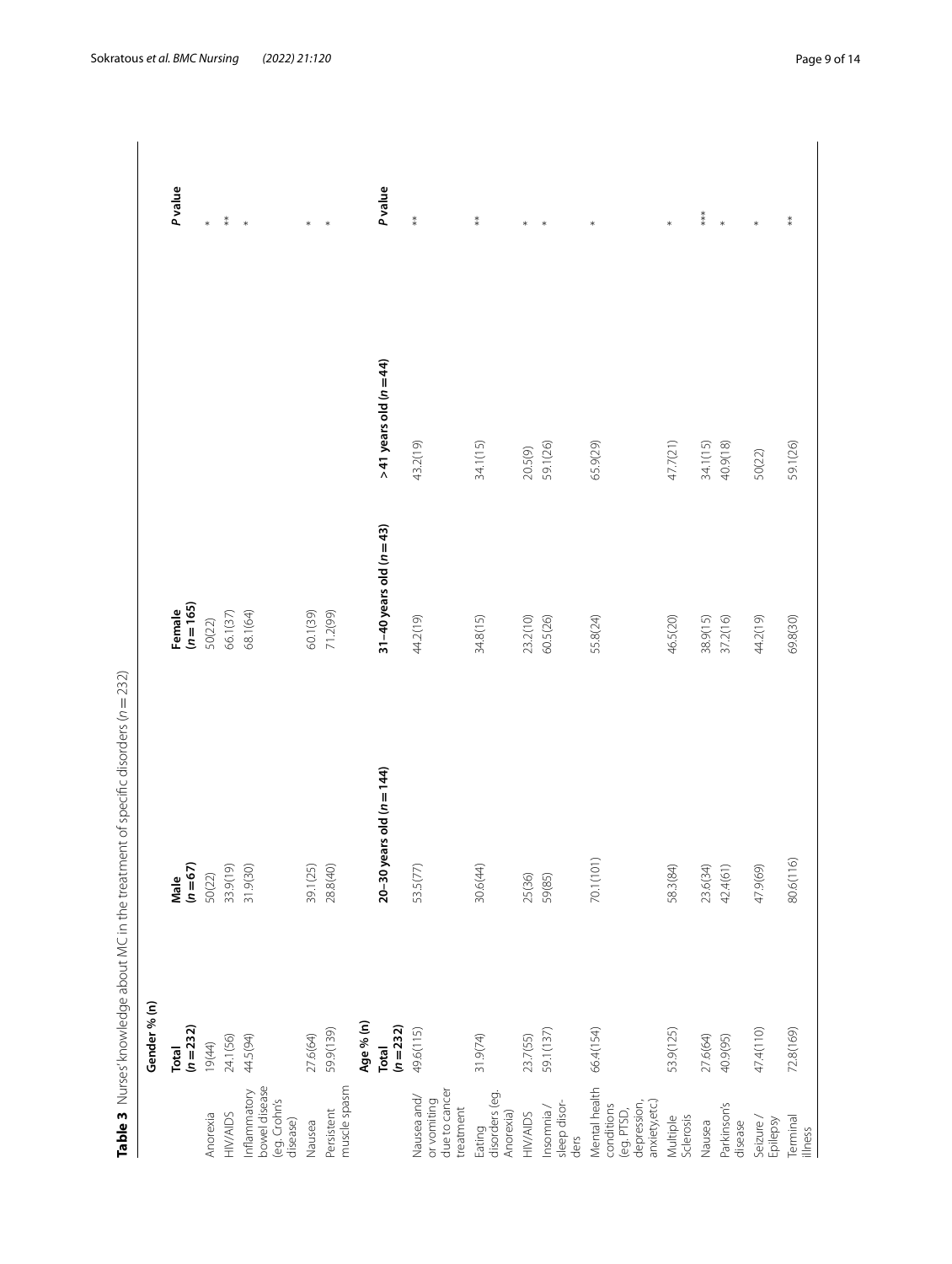**Table 3** Nurses' knowledge about MC in the treatment of specific disorders (n = 232)

| | Gender % (n) | | | | P value |
|---|---|---|---|---|---|
| | Total (n = 232) | Male (n = 67) | Female (n = 165) | | |
| Anorexia | 19(44) | 50(22) | 50(22) | | * |
| HIV/AIDS | 24.1(56) | 33.9(19) | 66.1(37) | | ** |
| Inflammatory bowel disease (eg. Crohn's disease) | 44.5(94) | 31.9(30) | 68.1(64) | | * |
| Nausea | 27.6(64) | 39.1(25) | 60.1(39) | | * |
| Persistent muscle spasm | 59.9(139) | 28.8(40) | 71.2(99) | | * |
| | **Age % (n)** | | | | **P value** |
| | **Total (n = 232)** | **20–30 years old (n = 144)** | **31–40 years old (n = 43)** | **>41 years old (n = 44)** | |
| Nausea and/ or vomiting due to cancer treatment | 49.6(115) | 53.5(77) | 44.2(19) | 43.2(19) | ** |
| Eating disorders (eg. Anorexia) | 31.9(74) | 30.6(44) | 34.8(15) | 34.1(15) | ** |
| HIV/AIDS | 23.7(55) | 25(36) | 23.2(10) | 20.5(9) | * |
| Insomnia / sleep disorders | 59.1(137) | 59(85) | 60.5(26) | 59.1(26) | * |
| Mental health conditions (eg. PTSD, depression, anxiety,etc.) | 66.4(154) | 70.1(101) | 55.8(24) | 65.9(29) | * |
| Multiple Sclerosis | 53.9(125) | 58.3(84) | 46.5(20) | 47.7(21) | * |
| Nausea | 27.6(64) | 23.6(34) | 38.9(15) | 34.1(15) | *** |
| Parkinson's disease | 40.9(95) | 42.4(61) | 37.2(16) | 40.9(18) | * |
| Seizure / Epilepsy | 47.4(110) | 47.9(69) | 44.2(19) | 50(22) | * |
| Terminal illness | 72.8(169) | 80.6(116) | 69.8(30) | 59.1(26) | ** |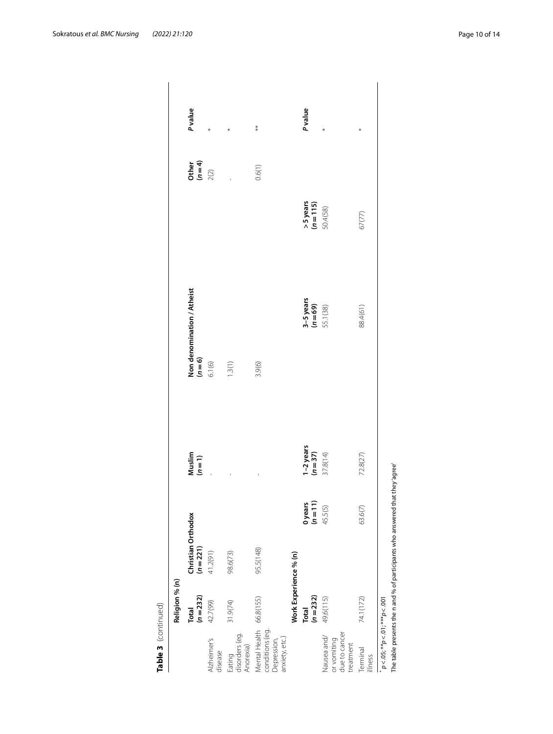**Table 3** (continued)

| | Religion % (n) | | | | | |
|---|---|---|---|---|---|---|
| | Total (n = 232) | Christian Orthodox (n = 221) | Muslim (n = 1) | Non denomination / Atheist (n = 6) | Other (n = 4) | P value |
| Alzheimer's disease | 42.7(99) | 41.2(91) | - | 6.1(6) | 2(2) | * |
| Eating disorders (eg. Anorexia) | 31.9(74) | 98.6(73) | - | 1.3(1) | - | * |
| Mental Health conditions (eg. Depression, anxiety, etc.) | 66.8(155) | 95.5(148) | - | 3.9(6) | 0.6(1) | ** |

| | Work Experience % (n) | | | | | |
|---|---|---|---|---|---|---|
| | Total (n = 232) | 0 years (n = 11) | 1–2 years (n = 37) | 3–5 years (n = 69) | > 5 years (n = 115) | P value |
| Nausea and/or vomiting due to cancer treatment | 49.6(115) | 45.5(5) | 37.8(14) | 55.1(38) | 50.4(58) | * |
| Terminal illness | 74.1(172) | 63.6(7) | 72.8(27) | 88.4(61) | 67(77) | * |

* $p < .05$; ** $p < .01$; *** $p < .001$

The table presents the n and % of participants who answered that they 'agree'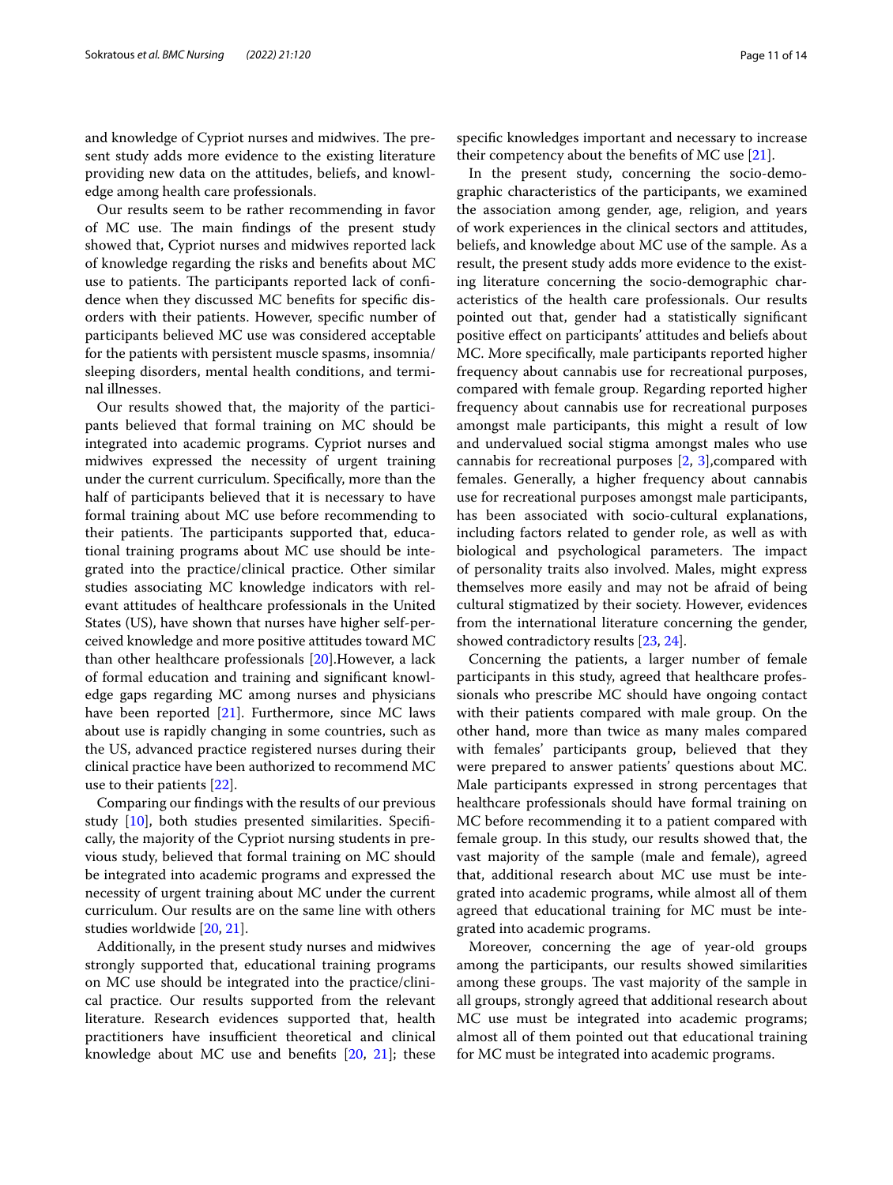and knowledge of Cypriot nurses and midwives. The present study adds more evidence to the existing literature providing new data on the attitudes, beliefs, and knowledge among health care professionals.

Our results seem to be rather recommending in favor of MC use. The main findings of the present study showed that, Cypriot nurses and midwives reported lack of knowledge regarding the risks and benefits about MC use to patients. The participants reported lack of confidence when they discussed MC benefits for specific disorders with their patients. However, specific number of participants believed MC use was considered acceptable for the patients with persistent muscle spasms, insomnia/sleeping disorders, mental health conditions, and terminal illnesses.

Our results showed that, the majority of the participants believed that formal training on MC should be integrated into academic programs. Cypriot nurses and midwives expressed the necessity of urgent training under the current curriculum. Specifically, more than the half of participants believed that it is necessary to have formal training about MC use before recommending to their patients. The participants supported that, educational training programs about MC use should be integrated into the practice/clinical practice. Other similar studies associating MC knowledge indicators with relevant attitudes of healthcare professionals in the United States (US), have shown that nurses have higher self-perceived knowledge and more positive attitudes toward MC than other healthcare professionals [20].However, a lack of formal education and training and significant knowledge gaps regarding MC among nurses and physicians have been reported [21]. Furthermore, since MC laws about use is rapidly changing in some countries, such as the US, advanced practice registered nurses during their clinical practice have been authorized to recommend MC use to their patients [22].

Comparing our findings with the results of our previous study [10], both studies presented similarities. Specifically, the majority of the Cypriot nursing students in previous study, believed that formal training on MC should be integrated into academic programs and expressed the necessity of urgent training about MC under the current curriculum. Our results are on the same line with others studies worldwide [20, 21].

Additionally, in the present study nurses and midwives strongly supported that, educational training programs on MC use should be integrated into the practice/clinical practice. Our results supported from the relevant literature. Research evidences supported that, health practitioners have insufficient theoretical and clinical knowledge about MC use and benefits [20, 21]; these specific knowledges important and necessary to increase their competency about the benefits of MC use [21].

In the present study, concerning the socio-demographic characteristics of the participants, we examined the association among gender, age, religion, and years of work experiences in the clinical sectors and attitudes, beliefs, and knowledge about MC use of the sample. As a result, the present study adds more evidence to the existing literature concerning the socio-demographic characteristics of the health care professionals. Our results pointed out that, gender had a statistically significant positive effect on participants' attitudes and beliefs about MC. More specifically, male participants reported higher frequency about cannabis use for recreational purposes, compared with female group. Regarding reported higher frequency about cannabis use for recreational purposes amongst male participants, this might a result of low and undervalued social stigma amongst males who use cannabis for recreational purposes [2, 3],compared with females. Generally, a higher frequency about cannabis use for recreational purposes amongst male participants, has been associated with socio-cultural explanations, including factors related to gender role, as well as with biological and psychological parameters. The impact of personality traits also involved. Males, might express themselves more easily and may not be afraid of being cultural stigmatized by their society. However, evidences from the international literature concerning the gender, showed contradictory results [23, 24].

Concerning the patients, a larger number of female participants in this study, agreed that healthcare professionals who prescribe MC should have ongoing contact with their patients compared with male group. On the other hand, more than twice as many males compared with females' participants group, believed that they were prepared to answer patients' questions about MC. Male participants expressed in strong percentages that healthcare professionals should have formal training on MC before recommending it to a patient compared with female group. In this study, our results showed that, the vast majority of the sample (male and female), agreed that, additional research about MC use must be integrated into academic programs, while almost all of them agreed that educational training for MC must be integrated into academic programs.

Moreover, concerning the age of year-old groups among the participants, our results showed similarities among these groups. The vast majority of the sample in all groups, strongly agreed that additional research about MC use must be integrated into academic programs; almost all of them pointed out that educational training for MC must be integrated into academic programs.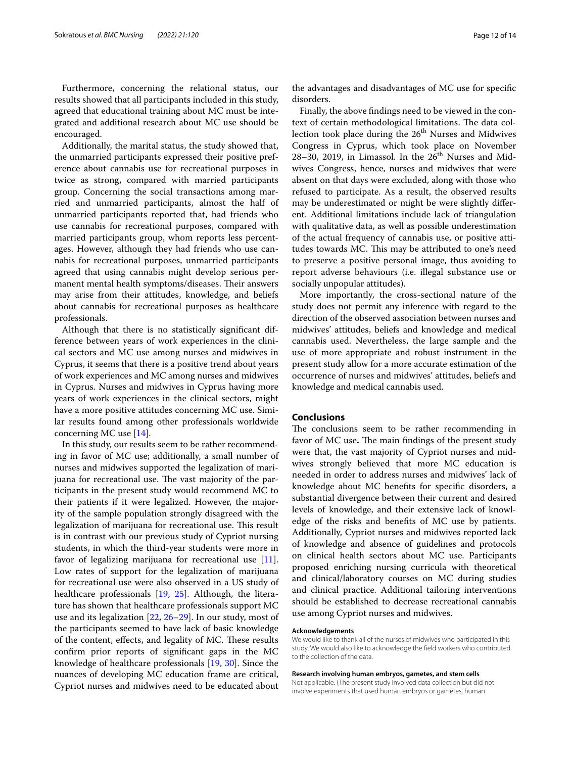Furthermore, concerning the relational status, our results showed that all participants included in this study, agreed that educational training about MC must be integrated and additional research about MC use should be encouraged.

Additionally, the marital status, the study showed that, the unmarried participants expressed their positive preference about cannabis use for recreational purposes in twice as strong, compared with married participants group. Concerning the social transactions among married and unmarried participants, almost the half of unmarried participants reported that, had friends who use cannabis for recreational purposes, compared with married participants group, whom reports less percentages. However, although they had friends who use cannabis for recreational purposes, unmarried participants agreed that using cannabis might develop serious permanent mental health symptoms/diseases. Their answers may arise from their attitudes, knowledge, and beliefs about cannabis for recreational purposes as healthcare professionals.

Although that there is no statistically significant difference between years of work experiences in the clinical sectors and MC use among nurses and midwives in Cyprus, it seems that there is a positive trend about years of work experiences and MC among nurses and midwives in Cyprus. Nurses and midwives in Cyprus having more years of work experiences in the clinical sectors, might have a more positive attitudes concerning MC use. Similar results found among other professionals worldwide concerning MC use [14].

In this study, our results seem to be rather recommending in favor of MC use; additionally, a small number of nurses and midwives supported the legalization of marijuana for recreational use. The vast majority of the participants in the present study would recommend MC to their patients if it were legalized. However, the majority of the sample population strongly disagreed with the legalization of marijuana for recreational use. This result is in contrast with our previous study of Cypriot nursing students, in which the third-year students were more in favor of legalizing marijuana for recreational use [11]. Low rates of support for the legalization of marijuana for recreational use were also observed in a US study of healthcare professionals [19, 25]. Although, the literature has shown that healthcare professionals support MC use and its legalization [22, 26–29]. In our study, most of the participants seemed to have lack of basic knowledge of the content, effects, and legality of MC. These results confirm prior reports of significant gaps in the MC knowledge of healthcare professionals [19, 30]. Since the nuances of developing MC education frame are critical, Cypriot nurses and midwives need to be educated about the advantages and disadvantages of MC use for specific disorders.

Finally, the above findings need to be viewed in the context of certain methodological limitations. The data collection took place during the 26th Nurses and Midwives Congress in Cyprus, which took place on November 28–30, 2019, in Limassol. In the 26th Nurses and Midwives Congress, hence, nurses and midwives that were absent on that days were excluded, along with those who refused to participate. As a result, the observed results may be underestimated or might be were slightly different. Additional limitations include lack of triangulation with qualitative data, as well as possible underestimation of the actual frequency of cannabis use, or positive attitudes towards MC. This may be attributed to one's need to preserve a positive personal image, thus avoiding to report adverse behaviours (i.e. illegal substance use or socially unpopular attitudes).

More importantly, the cross-sectional nature of the study does not permit any inference with regard to the direction of the observed association between nurses and midwives' attitudes, beliefs and knowledge and medical cannabis used. Nevertheless, the large sample and the use of more appropriate and robust instrument in the present study allow for a more accurate estimation of the occurrence of nurses and midwives' attitudes, beliefs and knowledge and medical cannabis used.

## Conclusions

The conclusions seem to be rather recommending in favor of MC use**.** The main findings of the present study were that, the vast majority of Cypriot nurses and midwives strongly believed that more MC education is needed in order to address nurses and midwives' lack of knowledge about MC benefits for specific disorders, a substantial divergence between their current and desired levels of knowledge, and their extensive lack of knowledge of the risks and benefits of MC use by patients. Additionally, Cypriot nurses and midwives reported lack of knowledge and absence of guidelines and protocols on clinical health sectors about MC use. Participants proposed enriching nursing curricula with theoretical and clinical/laboratory courses on MC during studies and clinical practice. Additional tailoring interventions should be established to decrease recreational cannabis use among Cypriot nurses and midwives.

#### Acknowledgements

We would like to thank all of the nurses of midwives who participated in this study. We would also like to acknowledge the field workers who contributed to the collection of the data.

#### Research involving human embryos, gametes, and stem cells

Not applicable. (The present study involved data collection but did not involve experiments that used human embryos or gametes, human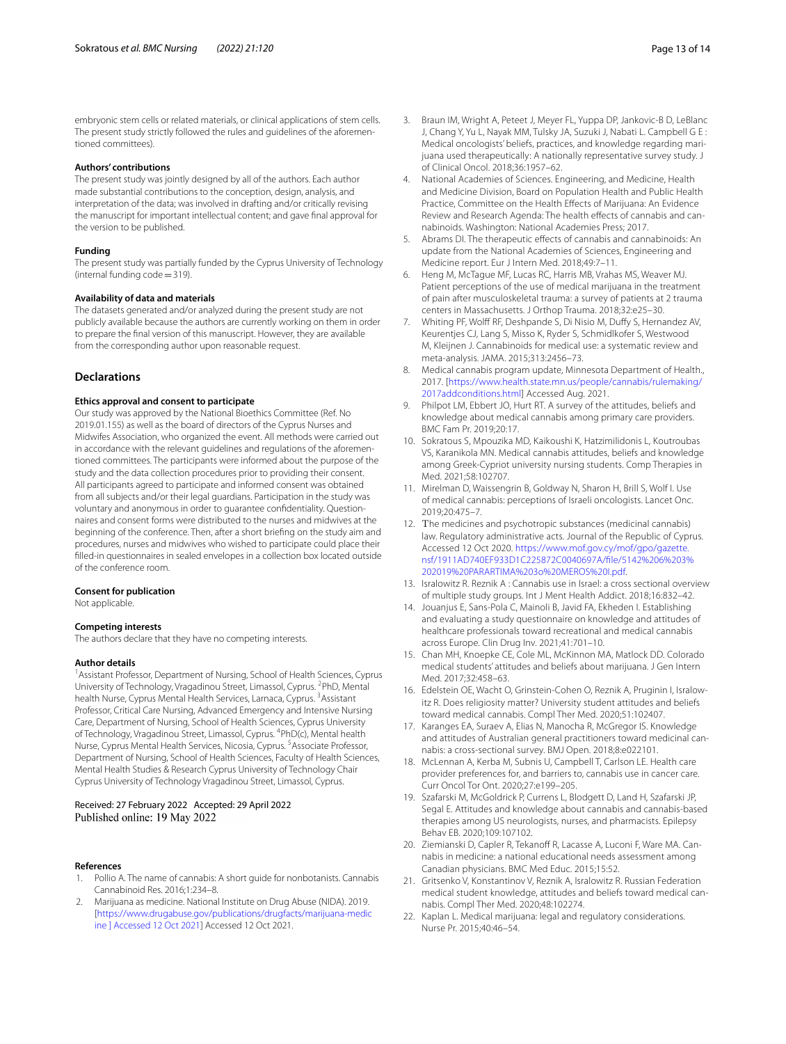embryonic stem cells or related materials, or clinical applications of stem cells. The present study strictly followed the rules and guidelines of the aforementioned committees).

**Authors' contributions**

The present study was jointly designed by all of the authors. Each author made substantial contributions to the conception, design, analysis, and interpretation of the data; was involved in drafting and/or critically revising the manuscript for important intellectual content; and gave final approval for the version to be published.

**Funding**

The present study was partially funded by the Cyprus University of Technology (internal funding code = 319).

**Availability of data and materials**

The datasets generated and/or analyzed during the present study are not publicly available because the authors are currently working on them in order to prepare the final version of this manuscript. However, they are available from the corresponding author upon reasonable request.

## Declarations

**Ethics approval and consent to participate**

Our study was approved by the National Bioethics Committee (Ref. No 2019.01.155) as well as the board of directors of the Cyprus Nurses and Midwifes Association, who organized the event. All methods were carried out in accordance with the relevant guidelines and regulations of the aforementioned committees. The participants were informed about the purpose of the study and the data collection procedures prior to providing their consent. All participants agreed to participate and informed consent was obtained from all subjects and/or their legal guardians. Participation in the study was voluntary and anonymous in order to guarantee confidentiality. Questionnaires and consent forms were distributed to the nurses and midwives at the beginning of the conference. Then, after a short briefing on the study aim and procedures, nurses and midwives who wished to participate could place their filled-in questionnaires in sealed envelopes in a collection box located outside of the conference room.

**Consent for publication**

Not applicable.

**Competing interests**

The authors declare that they have no competing interests.

**Author details**

[1]Assistant Professor, Department of Nursing, School of Health Sciences, Cyprus University of Technology, Vragadinou Street, Limassol, Cyprus. [2]PhD, Mental health Nurse, Cyprus Mental Health Services, Larnaca, Cyprus. [3]Assistant Professor, Critical Care Nursing, Advanced Emergency and Intensive Nursing Care, Department of Nursing, School of Health Sciences, Cyprus University of Technology, Vragadinou Street, Limassol, Cyprus. [4]PhD(c), Mental health Nurse, Cyprus Mental Health Services, Nicosia, Cyprus. [5]Associate Professor, Department of Nursing, School of Health Sciences, Faculty of Health Sciences, Mental Health Studies & Research Cyprus University of Technology Chair Cyprus University of Technology Vragadinou Street, Limassol, Cyprus.

Received: 27 February 2022 Accepted: 29 April 2022
Published online: 19 May 2022

**References**

1. Pollio A. The name of cannabis: A short guide for nonbotanists. Cannabis Cannabinoid Res. 2016;1:234–8.
2. Marijuana as medicine. National Institute on Drug Abuse (NIDA). 2019. [https://www.drugabuse.gov/publications/drugfacts/marijuana-medic ine ] Accessed 12 Oct 2021] Accessed 12 Oct 2021.
3. Braun IM, Wright A, Peteet J, Meyer FL, Yuppa DP, Jankovic-B D, LeBlanc J, Chang Y, Yu L, Nayak MM, Tulsky JA, Suzuki J, Nabati L. Campbell G E : Medical oncologists' beliefs, practices, and knowledge regarding marijuana used therapeutically: A nationally representative survey study. J of Clinical Oncol. 2018;36:1957–62.
4. National Academies of Sciences. Engineering, and Medicine, Health and Medicine Division, Board on Population Health and Public Health Practice, Committee on the Health Effects of Marijuana: An Evidence Review and Research Agenda: The health effects of cannabis and cannabinoids. Washington: National Academies Press; 2017.
5. Abrams DI. The therapeutic effects of cannabis and cannabinoids: An update from the National Academies of Sciences, Engineering and Medicine report. Eur J Intern Med. 2018;49:7–11.
6. Heng M, McTague MF, Lucas RC, Harris MB, Vrahas MS, Weaver MJ. Patient perceptions of the use of medical marijuana in the treatment of pain after musculoskeletal trauma: a survey of patients at 2 trauma centers in Massachusetts. J Orthop Trauma. 2018;32:e25–30.
7. Whiting PF, Wolff RF, Deshpande S, Di Nisio M, Duffy S, Hernandez AV, Keurentjes CJ, Lang S, Misso K, Ryder S, Schmidlkofer S, Westwood M, Kleijnen J. Cannabinoids for medical use: a systematic review and meta-analysis. JAMA. 2015;313:2456–73.
8. Medical cannabis program update, Minnesota Department of Health., 2017. [https://www.health.state.mn.us/people/cannabis/rulemaking/2017addconditions.html] Accessed Aug. 2021.
9. Philpot LM, Ebbert JO, Hurt RT. A survey of the attitudes, beliefs and knowledge about medical cannabis among primary care providers. BMC Fam Pr. 2019;20:17.
10. Sokratous S, Mpouzika MD, Kaikoushi K, Hatzimilidonis L, Koutroubas VS, Karanikola MN. Medical cannabis attitudes, beliefs and knowledge among Greek-Cypriot university nursing students. Comp Therapies in Med. 2021;58:102707.
11. Mirelman D, Waissengrin B, Goldway N, Sharon H, Brill S, Wolf I. Use of medical cannabis: perceptions of Israeli oncologists. Lancet Onc. 2019;20:475–7.
12. The medicines and psychotropic substances (medicinal cannabis) law. Regulatory administrative acts. Journal of the Republic of Cyprus. Accessed 12 Oct 2020. https://www.mof.gov.cy/mof/gpo/gazette.nsf/1911AD740EF933D1C225872C0040697A/file/5142%206%203%202019%20PARARTIMA%203o%20MEROS%20I.pdf.
13. Isralowitz R. Reznik A : Cannabis use in Israel: a cross sectional overview of multiple study groups. Int J Ment Health Addict. 2018;16:832–42.
14. Jouanjus E, Sans-Pola C, Mainoli B, Javid FA, Ekheden I. Establishing and evaluating a study questionnaire on knowledge and attitudes of healthcare professionals toward recreational and medical cannabis across Europe. Clin Drug Inv. 2021;41:701–10.
15. Chan MH, Knoepke CE, Cole ML, McKinnon MA, Matlock DD. Colorado medical students' attitudes and beliefs about marijuana. J Gen Intern Med. 2017;32:458–63.
16. Edelstein OE, Wacht O, Grinstein-Cohen O, Reznik A, Pruginin I, Isralowitz R. Does religiosity matter? University student attitudes and beliefs toward medical cannabis. Compl Ther Med. 2020;51:102407.
17. Karanges EA, Suraev A, Elias N, Manocha R, McGregor IS. Knowledge and attitudes of Australian general practitioners toward medicinal cannabis: a cross-sectional survey. BMJ Open. 2018;8:e022101.
18. McLennan A, Kerba M, Subnis U, Campbell T, Carlson LE. Health care provider preferences for, and barriers to, cannabis use in cancer care. Curr Oncol Tor Ont. 2020;27:e199–205.
19. Szafarski M, McGoldrick P, Currens L, Blodgett D, Land H, Szafarski JP, Segal E. Attitudes and knowledge about cannabis and cannabis-based therapies among US neurologists, nurses, and pharmacists. Epilepsy Behav EB. 2020;109:107102.
20. Ziemianski D, Capler R, Tekanoff R, Lacasse A, Luconi F, Ware MA. Cannabis in medicine: a national educational needs assessment among Canadian physicians. BMC Med Educ. 2015;15:52.
21. Gritsenko V, Konstantinov V, Reznik A, Isralowitz R. Russian Federation medical student knowledge, attitudes and beliefs toward medical cannabis. Compl Ther Med. 2020;48:102274.
22. Kaplan L. Medical marijuana: legal and regulatory considerations. Nurse Pr. 2015;40:46–54.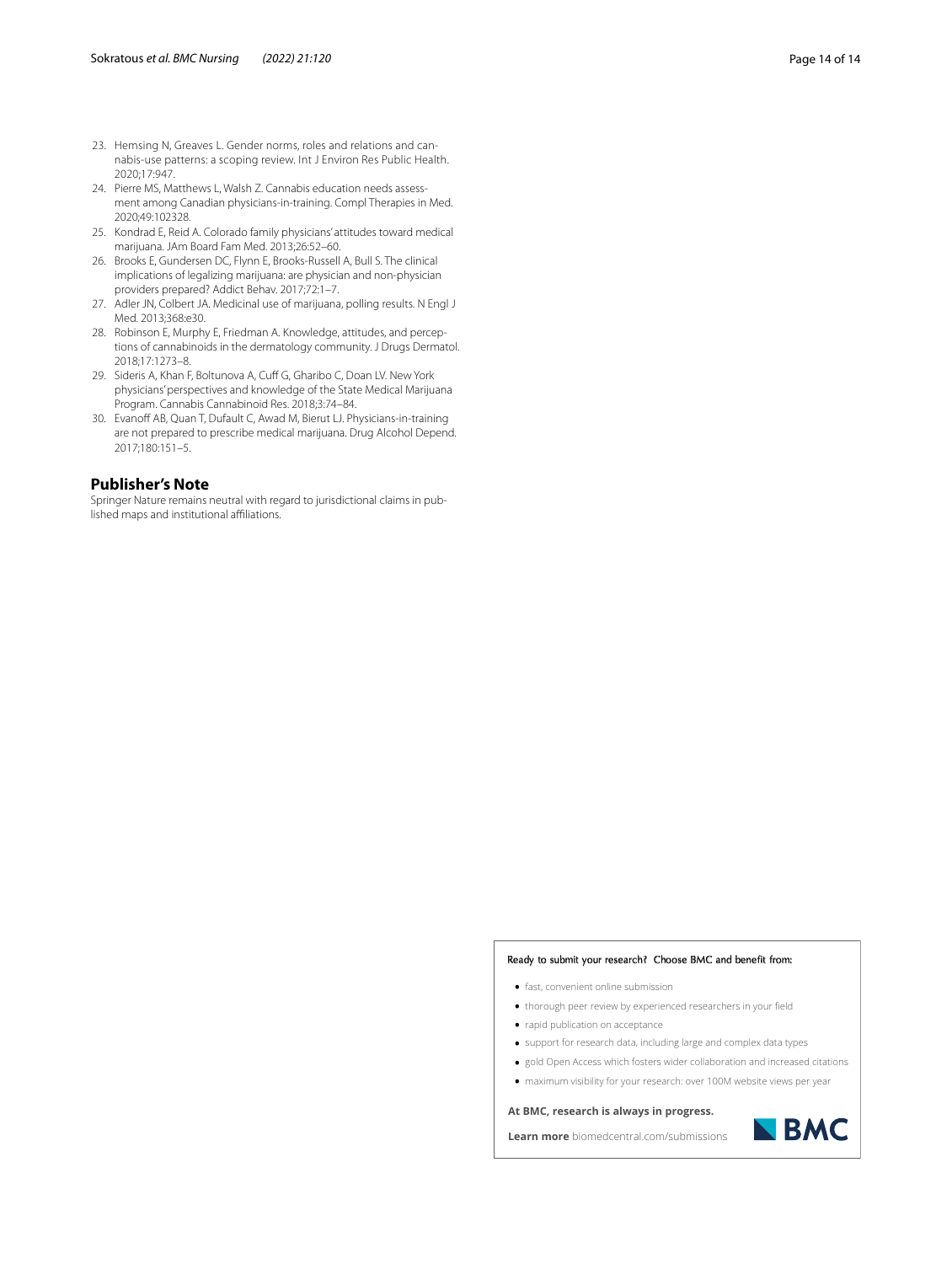23. Hemsing N, Greaves L. Gender norms, roles and relations and cannabis-use patterns: a scoping review. Int J Environ Res Public Health. 2020;17:947.
24. Pierre MS, Matthews L, Walsh Z. Cannabis education needs assessment among Canadian physicians-in-training. Compl Therapies in Med. 2020;49:102328.
25. Kondrad E, Reid A. Colorado family physicians' attitudes toward medical marijuana. JAm Board Fam Med. 2013;26:52–60.
26. Brooks E, Gundersen DC, Flynn E, Brooks-Russell A, Bull S. The clinical implications of legalizing marijuana: are physician and non-physician providers prepared? Addict Behav. 2017;72:1–7.
27. Adler JN, Colbert JA. Medicinal use of marijuana, polling results. N Engl J Med. 2013;368:e30.
28. Robinson E, Murphy E, Friedman A. Knowledge, attitudes, and perceptions of cannabinoids in the dermatology community. J Drugs Dermatol. 2018;17:1273–8.
29. Sideris A, Khan F, Boltunova A, Cuff G, Gharibo C, Doan LV. New York physicians' perspectives and knowledge of the State Medical Marijuana Program. Cannabis Cannabinoid Res. 2018;3:74–84.
30. Evanoff AB, Quan T, Dufault C, Awad M, Bierut LJ. Physicians-in-training are not prepared to prescribe medical marijuana. Drug Alcohol Depend. 2017;180:151–5.

## Publisher's Note

Springer Nature remains neutral with regard to jurisdictional claims in published maps and institutional affiliations.

Ready to submit your research? Choose BMC and benefit from:

- fast, convenient online submission
- thorough peer review by experienced researchers in your field
- rapid publication on acceptance
- support for research data, including large and complex data types
- gold Open Access which fosters wider collaboration and increased citations
- maximum visibility for your research: over 100M website views per year

**At BMC, research is always in progress.**

**Learn more** biomedcentral.com/submissions

BMC